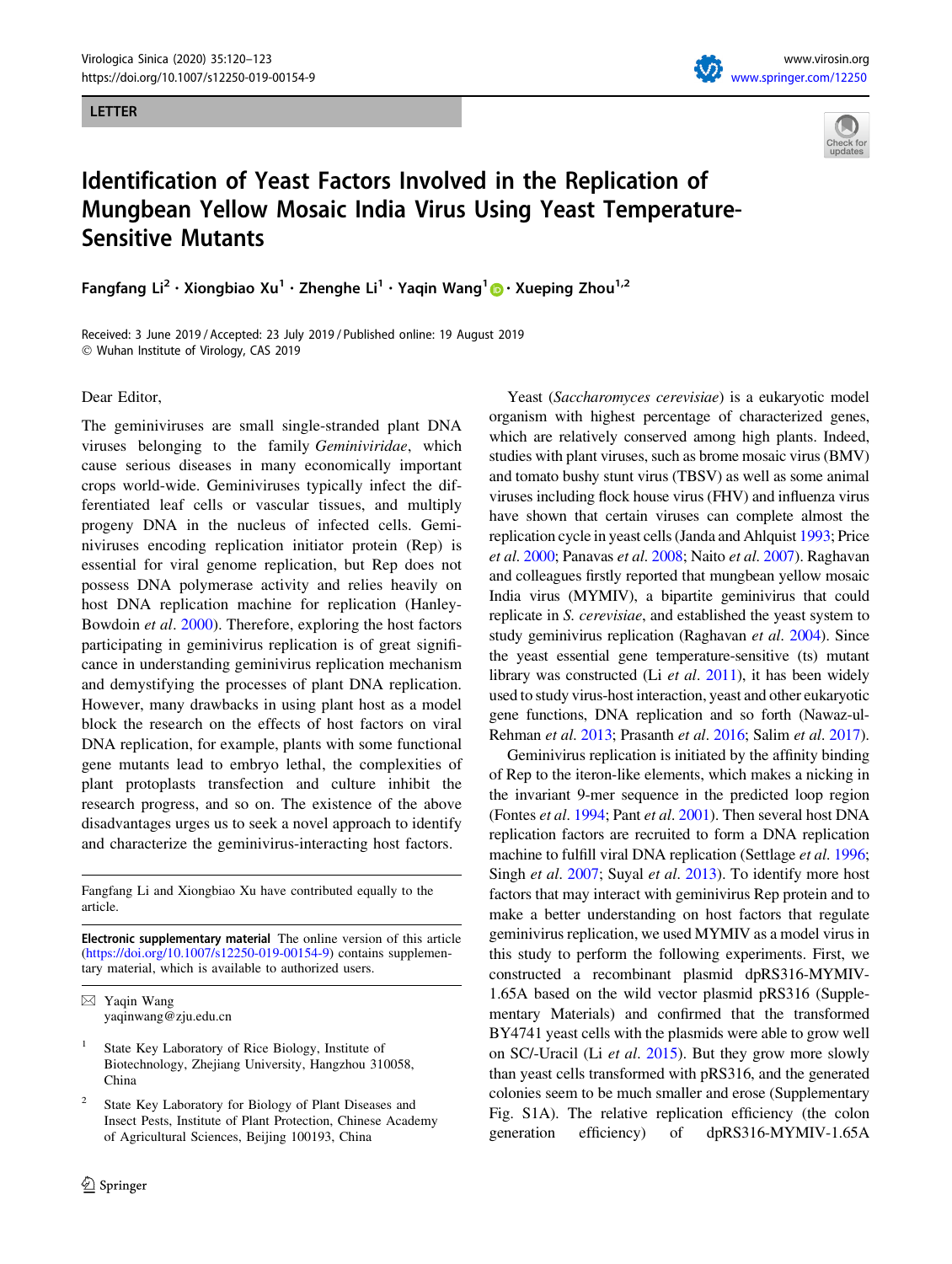LETTER

# Identification of Yeast Factors Involved in the Replication of Mungbean Yellow Mosaic India Virus Using Yeast Temperature-Sensitive Mutants

Fangfang Li[2] · Xiongbiao Xu[1] · Zhenghe Li[1] · Yaqin Wang[1] · Xueping Zhou[1,2]

Received: 3 June 2019 / Accepted: 23 July 2019 / Published online: 19 August 2019
© Wuhan Institute of Virology, CAS 2019

Dear Editor,

The geminiviruses are small single-stranded plant DNA viruses belonging to the family *Geminiviridae*, which cause serious diseases in many economically important crops world-wide. Geminiviruses typically infect the differentiated leaf cells or vascular tissues, and multiply progeny DNA in the nucleus of infected cells. Geminiviruses encoding replication initiator protein (Rep) is essential for viral genome replication, but Rep does not possess DNA polymerase activity and relies heavily on host DNA replication machine for replication (Hanley-Bowdoin *et al*. 2000). Therefore, exploring the host factors participating in geminivirus replication is of great significance in understanding geminivirus replication mechanism and demystifying the processes of plant DNA replication. However, many drawbacks in using plant host as a model block the research on the effects of host factors on viral DNA replication, for example, plants with some functional gene mutants lead to embryo lethal, the complexities of plant protoplasts transfection and culture inhibit the research progress, and so on. The existence of the above disadvantages urges us to seek a novel approach to identify and characterize the geminivirus-interacting host factors.

Yeast (*Saccharomyces cerevisiae*) is a eukaryotic model organism with highest percentage of characterized genes, which are relatively conserved among high plants. Indeed, studies with plant viruses, such as brome mosaic virus (BMV) and tomato bushy stunt virus (TBSV) as well as some animal viruses including flock house virus (FHV) and influenza virus have shown that certain viruses can complete almost the replication cycle in yeast cells (Janda and Ahlquist 1993; Price *et al*. 2000; Panavas *et al*. 2008; Naito *et al*. 2007). Raghavan and colleagues firstly reported that mungbean yellow mosaic India virus (MYMIV), a bipartite geminivirus that could replicate in *S. cerevisiae*, and established the yeast system to study geminivirus replication (Raghavan *et al*. 2004). Since the yeast essential gene temperature-sensitive (ts) mutant library was constructed (Li *et al*. 2011), it has been widely used to study virus-host interaction, yeast and other eukaryotic gene functions, DNA replication and so forth (Nawaz-ul-Rehman *et al*. 2013; Prasanth *et al*. 2016; Salim *et al*. 2017).

Geminivirus replication is initiated by the affinity binding of Rep to the iteron-like elements, which makes a nicking in the invariant 9-mer sequence in the predicted loop region (Fontes *et al*. 1994; Pant *et al*. 2001). Then several host DNA replication factors are recruited to form a DNA replication machine to fulfill viral DNA replication (Settlage *et al*. 1996; Singh *et al*. 2007; Suyal *et al*. 2013). To identify more host factors that may interact with geminivirus Rep protein and to make a better understanding on host factors that regulate geminivirus replication, we used MYMIV as a model virus in this study to perform the following experiments. First, we constructed a recombinant plasmid dpRS316-MYMIV-1.65A based on the wild vector plasmid pRS316 (Supplementary Materials) and confirmed that the transformed BY4741 yeast cells with the plasmids were able to grow well on SC/-Uracil (Li *et al*. 2015). But they grow more slowly than yeast cells transformed with pRS316, and the generated colonies seem to be much smaller and erose (Supplementary Fig. S1A). The relative replication efficiency (the colon generation efficiency) of dpRS316-MYMIV-1.65A

Fangfang Li and Xiongbiao Xu have contributed equally to the article.

**Electronic supplementary material** The online version of this article (https://doi.org/10.1007/s12250-019-00154-9) contains supplementary material, which is available to authorized users.

✉ Yaqin Wang
yaqinwang@zju.edu.cn

[1] State Key Laboratory of Rice Biology, Institute of Biotechnology, Zhejiang University, Hangzhou 310058, China

[2] State Key Laboratory for Biology of Plant Diseases and Insect Pests, Institute of Plant Protection, Chinese Academy of Agricultural Sciences, Beijing 100193, China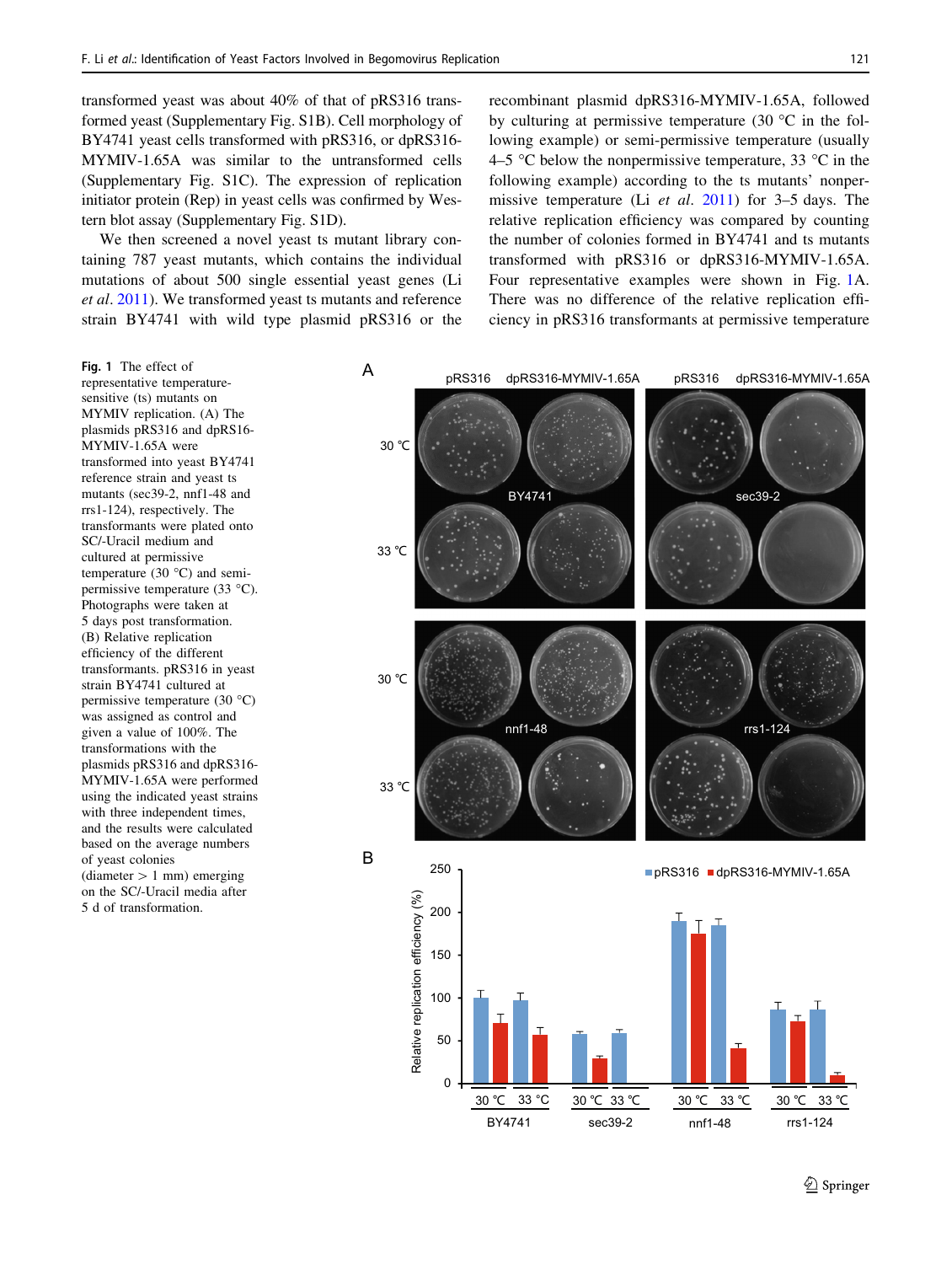transformed yeast was about 40% of that of pRS316 transformed yeast (Supplementary Fig. S1B). Cell morphology of BY4741 yeast cells transformed with pRS316, or dpRS316-MYMIV-1.65A was similar to the untransformed cells (Supplementary Fig. S1C). The expression of replication initiator protein (Rep) in yeast cells was confirmed by Western blot assay (Supplementary Fig. S1D).

We then screened a novel yeast ts mutant library containing 787 yeast mutants, which contains the individual mutations of about 500 single essential yeast genes (Li *et al*. 2011). We transformed yeast ts mutants and reference strain BY4741 with wild type plasmid pRS316 or the recombinant plasmid dpRS316-MYMIV-1.65A, followed by culturing at permissive temperature (30 °C in the following example) or semi-permissive temperature (usually 4–5 °C below the nonpermissive temperature, 33 °C in the following example) according to the ts mutants' nonpermissive temperature (Li *et al*. 2011) for 3–5 days. The relative replication efficiency was compared by counting the number of colonies formed in BY4741 and ts mutants transformed with pRS316 or dpRS316-MYMIV-1.65A. Four representative examples were shown in Fig. 1A. There was no difference of the relative replication efficiency in pRS316 transformants at permissive temperature

**Fig. 1** The effect of representative temperature-sensitive (ts) mutants on MYMIV replication. (A) The plasmids pRS316 and dpRS16-MYMIV-1.65A were transformed into yeast BY4741 reference strain and yeast ts mutants (sec39-2, nnf1-48 and rrs1-124), respectively. The transformants were plated onto SC/-Uracil medium and cultured at permissive temperature (30 °C) and semi-permissive temperature (33 °C). Photographs were taken at 5 days post transformation. (B) Relative replication efficiency of the different transformants. pRS316 in yeast strain BY4741 cultured at permissive temperature (30 °C) was assigned as control and given a value of 100%. The transformations with the plasmids pRS316 and dpRS316-MYMIV-1.65A were performed using the indicated yeast strains with three independent times, and the results were calculated based on the average numbers of yeast colonies (diameter > 1 mm) emerging on the SC/-Uracil media after 5 d of transformation.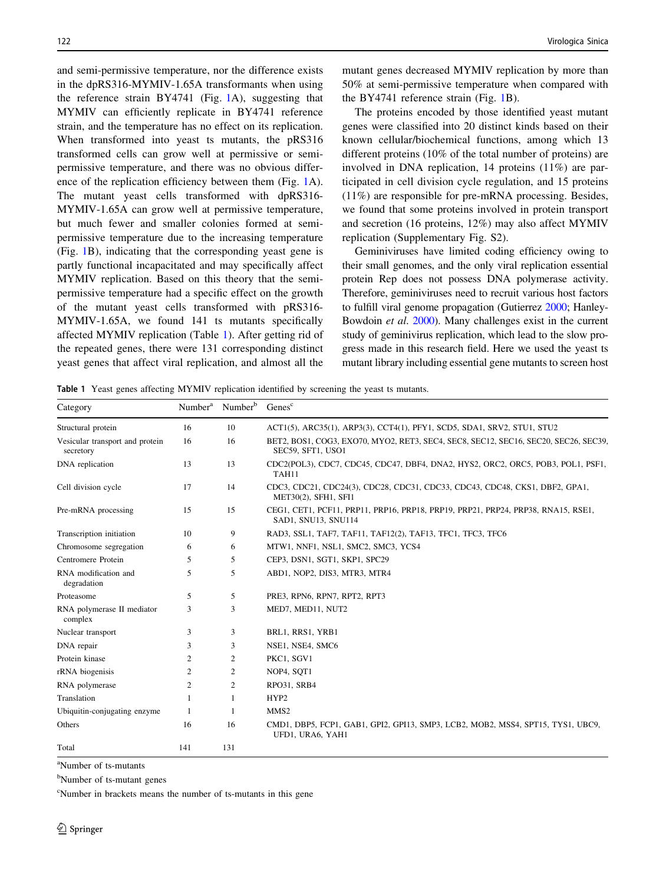and semi-permissive temperature, nor the difference exists in the dpRS316-MYMIV-1.65A transformants when using the reference strain BY4741 (Fig. 1A), suggesting that MYMIV can efficiently replicate in BY4741 reference strain, and the temperature has no effect on its replication. When transformed into yeast ts mutants, the pRS316 transformed cells can grow well at permissive or semi-permissive temperature, and there was no obvious difference of the replication efficiency between them (Fig. 1A). The mutant yeast cells transformed with dpRS316-MYMIV-1.65A can grow well at permissive temperature, but much fewer and smaller colonies formed at semi-permissive temperature due to the increasing temperature (Fig. 1B), indicating that the corresponding yeast gene is partly functional incapacitated and may specifically affect MYMIV replication. Based on this theory that the semi-permissive temperature had a specific effect on the growth of the mutant yeast cells transformed with pRS316-MYMIV-1.65A, we found 141 ts mutants specifically affected MYMIV replication (Table 1). After getting rid of the repeated genes, there were 131 corresponding distinct yeast genes that affect viral replication, and almost all the mutant genes decreased MYMIV replication by more than 50% at semi-permissive temperature when compared with the BY4741 reference strain (Fig. 1B).

The proteins encoded by those identified yeast mutant genes were classified into 20 distinct kinds based on their known cellular/biochemical functions, among which 13 different proteins (10% of the total number of proteins) are involved in DNA replication, 14 proteins (11%) are participated in cell division cycle regulation, and 15 proteins (11%) are responsible for pre-mRNA processing. Besides, we found that some proteins involved in protein transport and secretion (16 proteins, 12%) may also affect MYMIV replication (Supplementary Fig. S2).

Geminiviruses have limited coding efficiency owing to their small genomes, and the only viral replication essential protein Rep does not possess DNA polymerase activity. Therefore, geminiviruses need to recruit various host factors to fulfill viral genome propagation (Gutierrez 2000; Hanley-Bowdoin *et al.* 2000). Many challenges exist in the current study of geminivirus replication, which lead to the slow progress made in this research field. Here we used the yeast ts mutant library including essential gene mutants to screen host

**Table 1** Yeast genes affecting MYMIV replication identified by screening the yeast ts mutants.

| Category | Number[a] | Number[b] | Genes[c] |
|---|---|---|---|
| Structural protein | 16 | 10 | ACT1(5), ARC35(1), ARP3(3), CCT4(1), PFY1, SCD5, SDA1, SRV2, STU1, STU2 |
| Vesicular transport and protein secretory | 16 | 16 | BET2, BOS1, COG3, EXO70, MYO2, RET3, SEC4, SEC8, SEC12, SEC16, SEC20, SEC26, SEC39, SEC59, SFT1, USO1 |
| DNA replication | 13 | 13 | CDC2(POL3), CDC7, CDC45, CDC47, DBF4, DNA2, HYS2, ORC2, ORC5, POB3, POL1, PSF1, TAH11 |
| Cell division cycle | 17 | 14 | CDC3, CDC21, CDC24(3), CDC28, CDC31, CDC33, CDC43, CDC48, CKS1, DBF2, GPA1, MET30(2), SFH1, SFI1 |
| Pre-mRNA processing | 15 | 15 | CEG1, CET1, PCF11, PRP11, PRP16, PRP18, PRP19, PRP21, PRP24, PRP38, RNA15, RSE1, SAD1, SNU13, SNU114 |
| Transcription initiation | 10 | 9 | RAD3, SSL1, TAF7, TAF11, TAF12(2), TAF13, TFC1, TFC3, TFC6 |
| Chromosome segregation | 6 | 6 | MTW1, NNF1, NSL1, SMC2, SMC3, YCS4 |
| Centromere Protein | 5 | 5 | CEP3, DSN1, SGT1, SKP1, SPC29 |
| RNA modification and degradation | 5 | 5 | ABD1, NOP2, DIS3, MTR3, MTR4 |
| Proteasome | 5 | 5 | PRE3, RPN6, RPN7, RPT2, RPT3 |
| RNA polymerase II mediator complex | 3 | 3 | MED7, MED11, NUT2 |
| Nuclear transport | 3 | 3 | BRL1, RRS1, YRB1 |
| DNA repair | 3 | 3 | NSE1, NSE4, SMC6 |
| Protein kinase | 2 | 2 | PKC1, SGV1 |
| rRNA biogenisis | 2 | 2 | NOP4, SQT1 |
| RNA polymerase | 2 | 2 | RPO31, SRB4 |
| Translation | 1 | 1 | HYP2 |
| Ubiquitin-conjugating enzyme | 1 | 1 | MMS2 |
| Others | 16 | 16 | CMD1, DBP5, FCP1, GAB1, GPI2, GPI13, SMP3, LCB2, MOB2, MSS4, SPT15, TYS1, UBC9, UFD1, URA6, YAH1 |
| Total | 141 | 131 | |

[a]Number of ts-mutants

[b]Number of ts-mutant genes

[c]Number in brackets means the number of ts-mutants in this gene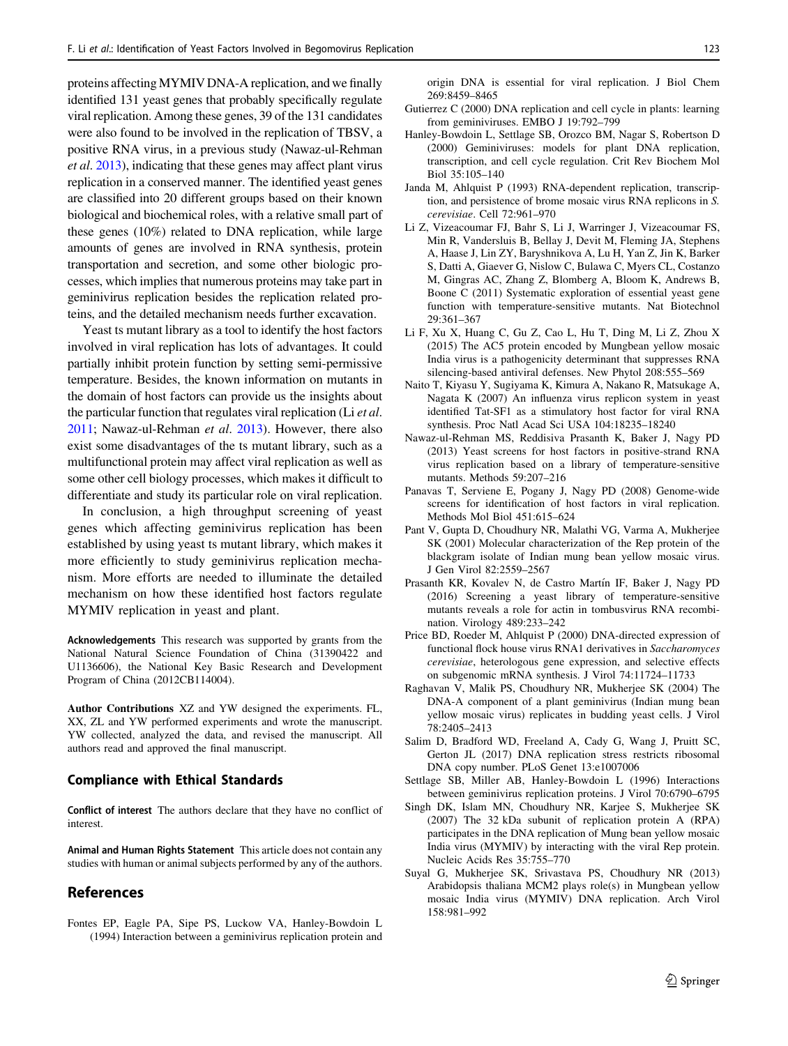proteins affecting MYMIV DNA-A replication, and we finally identified 131 yeast genes that probably specifically regulate viral replication. Among these genes, 39 of the 131 candidates were also found to be involved in the replication of TBSV, a positive RNA virus, in a previous study (Nawaz-ul-Rehman *et al.* 2013), indicating that these genes may affect plant virus replication in a conserved manner. The identified yeast genes are classified into 20 different groups based on their known biological and biochemical roles, with a relative small part of these genes (10%) related to DNA replication, while large amounts of genes are involved in RNA synthesis, protein transportation and secretion, and some other biologic processes, which implies that numerous proteins may take part in geminivirus replication besides the replication related proteins, and the detailed mechanism needs further excavation.

Yeast ts mutant library as a tool to identify the host factors involved in viral replication has lots of advantages. It could partially inhibit protein function by setting semi-permissive temperature. Besides, the known information on mutants in the domain of host factors can provide us the insights about the particular function that regulates viral replication (Li *et al.* 2011; Nawaz-ul-Rehman *et al.* 2013). However, there also exist some disadvantages of the ts mutant library, such as a multifunctional protein may affect viral replication as well as some other cell biology processes, which makes it difficult to differentiate and study its particular role on viral replication.

In conclusion, a high throughput screening of yeast genes which affecting geminivirus replication has been established by using yeast ts mutant library, which makes it more efficiently to study geminivirus replication mechanism. More efforts are needed to illuminate the detailed mechanism on how these identified host factors regulate MYMIV replication in yeast and plant.

**Acknowledgements** This research was supported by grants from the National Natural Science Foundation of China (31390422 and U1136606), the National Key Basic Research and Development Program of China (2012CB114004).

**Author Contributions** XZ and YW designed the experiments. FL, XX, ZL and YW performed experiments and wrote the manuscript. YW collected, analyzed the data, and revised the manuscript. All authors read and approved the final manuscript.

## Compliance with Ethical Standards

**Conflict of interest** The authors declare that they have no conflict of interest.

**Animal and Human Rights Statement** This article does not contain any studies with human or animal subjects performed by any of the authors.

## References

Fontes EP, Eagle PA, Sipe PS, Luckow VA, Hanley-Bowdoin L (1994) Interaction between a geminivirus replication protein and origin DNA is essential for viral replication. J Biol Chem 269:8459–8465

Gutierrez C (2000) DNA replication and cell cycle in plants: learning from geminiviruses. EMBO J 19:792–799

Hanley-Bowdoin L, Settlage SB, Orozco BM, Nagar S, Robertson D (2000) Geminiviruses: models for plant DNA replication, transcription, and cell cycle regulation. Crit Rev Biochem Mol Biol 35:105–140

Janda M, Ahlquist P (1993) RNA-dependent replication, transcription, and persistence of brome mosaic virus RNA replicons in *S. cerevisiae*. Cell 72:961–970

Li Z, Vizeacoumar FJ, Bahr S, Li J, Warringer J, Vizeacoumar FS, Min R, Vandersluis B, Bellay J, Devit M, Fleming JA, Stephens A, Haase J, Lin ZY, Baryshnikova A, Lu H, Yan Z, Jin K, Barker S, Datti A, Giaever G, Nislow C, Bulawa C, Myers CL, Costanzo M, Gingras AC, Zhang Z, Blomberg A, Bloom K, Andrews B, Boone C (2011) Systematic exploration of essential yeast gene function with temperature-sensitive mutants. Nat Biotechnol 29:361–367

Li F, Xu X, Huang C, Gu Z, Cao L, Hu T, Ding M, Li Z, Zhou X (2015) The AC5 protein encoded by Mungbean yellow mosaic India virus is a pathogenicity determinant that suppresses RNA silencing-based antiviral defenses. New Phytol 208:555–569

Naito T, Kiyasu Y, Sugiyama K, Kimura A, Nakano R, Matsukage A, Nagata K (2007) An influenza virus replicon system in yeast identified Tat-SF1 as a stimulatory host factor for viral RNA synthesis. Proc Natl Acad Sci USA 104:18235–18240

Nawaz-ul-Rehman MS, Reddisiva Prasanth K, Baker J, Nagy PD (2013) Yeast screens for host factors in positive-strand RNA virus replication based on a library of temperature-sensitive mutants. Methods 59:207–216

Panavas T, Serviene E, Pogany J, Nagy PD (2008) Genome-wide screens for identification of host factors in viral replication. Methods Mol Biol 451:615–624

Pant V, Gupta D, Choudhury NR, Malathi VG, Varma A, Mukherjee SK (2001) Molecular characterization of the Rep protein of the blackgram isolate of Indian mung bean yellow mosaic virus. J Gen Virol 82:2559–2567

Prasanth KR, Kovalev N, de Castro Martín IF, Baker J, Nagy PD (2016) Screening a yeast library of temperature-sensitive mutants reveals a role for actin in tombusvirus RNA recombination. Virology 489:233–242

Price BD, Roeder M, Ahlquist P (2000) DNA-directed expression of functional flock house virus RNA1 derivatives in *Saccharomyces cerevisiae*, heterologous gene expression, and selective effects on subgenomic mRNA synthesis. J Virol 74:11724–11733

Raghavan V, Malik PS, Choudhury NR, Mukherjee SK (2004) The DNA-A component of a plant geminivirus (Indian mung bean yellow mosaic virus) replicates in budding yeast cells. J Virol 78:2405–2413

Salim D, Bradford WD, Freeland A, Cady G, Wang J, Pruitt SC, Gerton JL (2017) DNA replication stress restricts ribosomal DNA copy number. PLoS Genet 13:e1007006

Settlage SB, Miller AB, Hanley-Bowdoin L (1996) Interactions between geminivirus replication proteins. J Virol 70:6790–6795

Singh DK, Islam MN, Choudhury NR, Karjee S, Mukherjee SK (2007) The 32 kDa subunit of replication protein A (RPA) participates in the DNA replication of Mung bean yellow mosaic India virus (MYMIV) by interacting with the viral Rep protein. Nucleic Acids Res 35:755–770

Suyal G, Mukherjee SK, Srivastava PS, Choudhury NR (2013) Arabidopsis thaliana MCM2 plays role(s) in Mungbean yellow mosaic India virus (MYMIV) DNA replication. Arch Virol 158:981–992